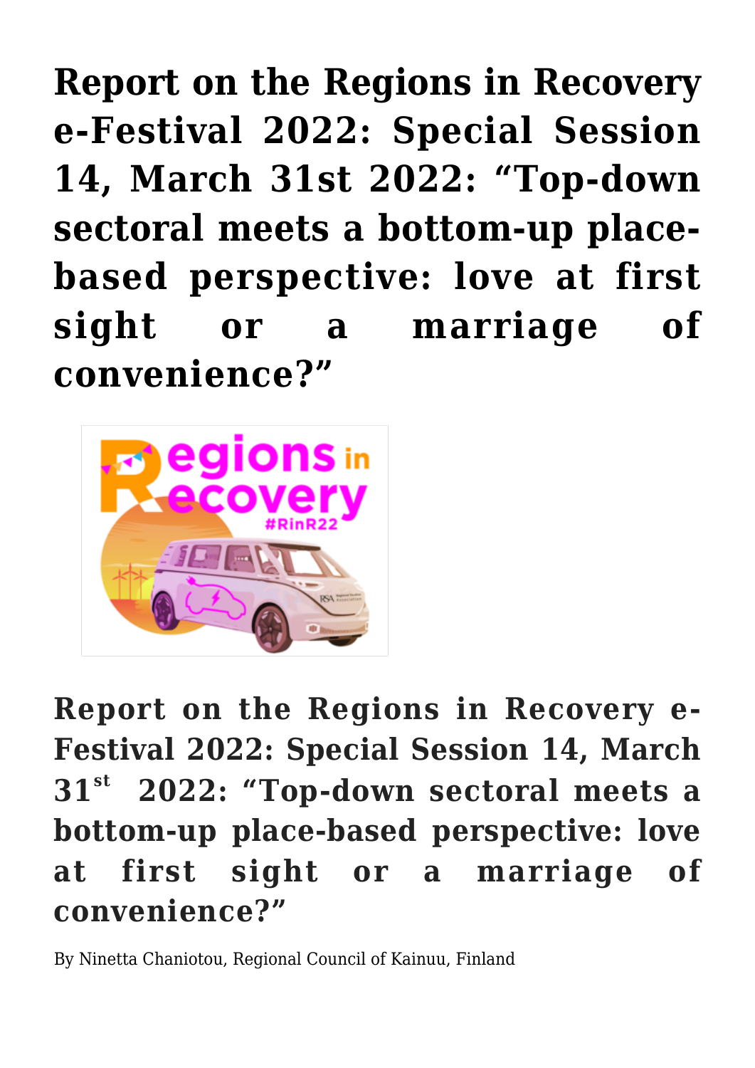# Report on the Regions in Recovery e-Festival 2022: Special Session 14, March 31st 2022: "Top-down sectoral meets a bottom-up place-based perspective: love at first sight or a marriage of convenience?"

## Report on the Regions in Recovery e-Festival 2022: Special Session 14, March 31st 2022: "Top-down sectoral meets a bottom-up place-based perspective: love at first sight or a marriage of convenience?"

By Ninetta Chaniotou, Regional Council of Kainuu, Finland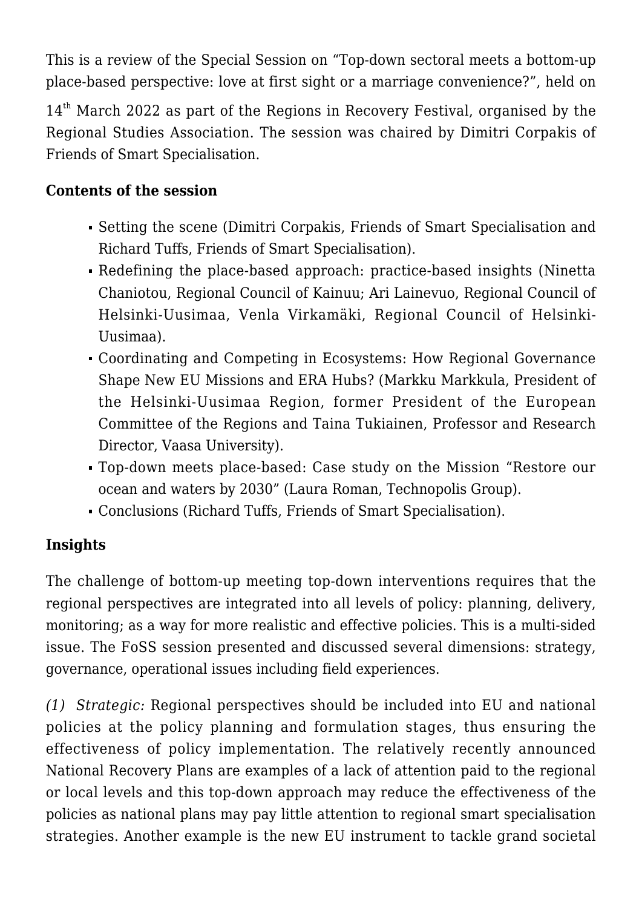This is a review of the Special Session on "Top-down sectoral meets a bottom-up place-based perspective: love at first sight or a marriage convenience?", held on 14th March 2022 as part of the Regions in Recovery Festival, organised by the Regional Studies Association. The session was chaired by Dimitri Corpakis of Friends of Smart Specialisation.

**Contents of the session**

- Setting the scene (Dimitri Corpakis, Friends of Smart Specialisation and Richard Tuffs, Friends of Smart Specialisation).
- Redefining the place-based approach: practice-based insights (Ninetta Chaniotou, Regional Council of Kainuu; Ari Lainevuo, Regional Council of Helsinki-Uusimaa, Venla Virkamäki, Regional Council of Helsinki-Uusimaa).
- Coordinating and Competing in Ecosystems: How Regional Governance Shape New EU Missions and ERA Hubs? (Markku Markkula, President of the Helsinki-Uusimaa Region, former President of the European Committee of the Regions and Taina Tukiainen, Professor and Research Director, Vaasa University).
- Top-down meets place-based: Case study on the Mission "Restore our ocean and waters by 2030" (Laura Roman, Technopolis Group).
- Conclusions (Richard Tuffs, Friends of Smart Specialisation).

**Insights**

The challenge of bottom-up meeting top-down interventions requires that the regional perspectives are integrated into all levels of policy: planning, delivery, monitoring; as a way for more realistic and effective policies. This is a multi-sided issue. The FoSS session presented and discussed several dimensions: strategy, governance, operational issues including field experiences.

*(1) Strategic:* Regional perspectives should be included into EU and national policies at the policy planning and formulation stages, thus ensuring the effectiveness of policy implementation. The relatively recently announced National Recovery Plans are examples of a lack of attention paid to the regional or local levels and this top-down approach may reduce the effectiveness of the policies as national plans may pay little attention to regional smart specialisation strategies. Another example is the new EU instrument to tackle grand societal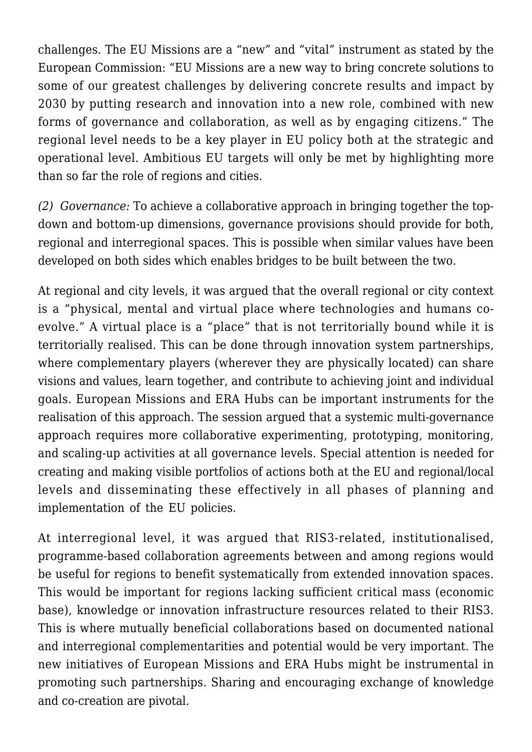challenges. The EU Missions are a "new" and "vital" instrument as stated by the European Commission: "EU Missions are a new way to bring concrete solutions to some of our greatest challenges by delivering concrete results and impact by 2030 by putting research and innovation into a new role, combined with new forms of governance and collaboration, as well as by engaging citizens." The regional level needs to be a key player in EU policy both at the strategic and operational level. Ambitious EU targets will only be met by highlighting more than so far the role of regions and cities.

*(2) Governance:* To achieve a collaborative approach in bringing together the top-down and bottom-up dimensions, governance provisions should provide for both, regional and interregional spaces. This is possible when similar values have been developed on both sides which enables bridges to be built between the two.

At regional and city levels, it was argued that the overall regional or city context is a "physical, mental and virtual place where technologies and humans co-evolve." A virtual place is a "place" that is not territorially bound while it is territorially realised. This can be done through innovation system partnerships, where complementary players (wherever they are physically located) can share visions and values, learn together, and contribute to achieving joint and individual goals. European Missions and ERA Hubs can be important instruments for the realisation of this approach. The session argued that a systemic multi-governance approach requires more collaborative experimenting, prototyping, monitoring, and scaling-up activities at all governance levels. Special attention is needed for creating and making visible portfolios of actions both at the EU and regional/local levels and disseminating these effectively in all phases of planning and implementation of the EU policies.

At interregional level, it was argued that RIS3-related, institutionalised, programme-based collaboration agreements between and among regions would be useful for regions to benefit systematically from extended innovation spaces. This would be important for regions lacking sufficient critical mass (economic base), knowledge or innovation infrastructure resources related to their RIS3. This is where mutually beneficial collaborations based on documented national and interregional complementarities and potential would be very important. The new initiatives of European Missions and ERA Hubs might be instrumental in promoting such partnerships. Sharing and encouraging exchange of knowledge and co-creation are pivotal.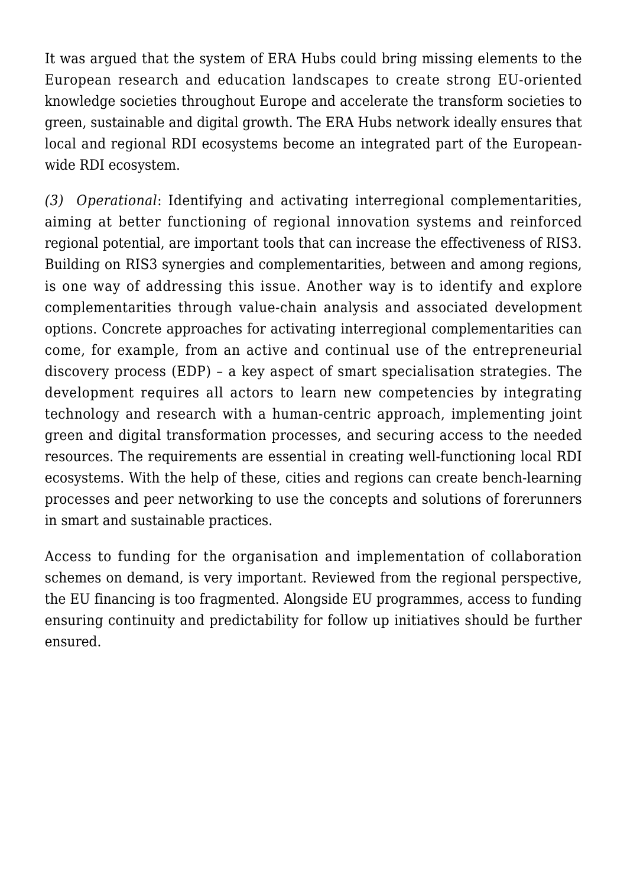It was argued that the system of ERA Hubs could bring missing elements to the European research and education landscapes to create strong EU-oriented knowledge societies throughout Europe and accelerate the transform societies to green, sustainable and digital growth. The ERA Hubs network ideally ensures that local and regional RDI ecosystems become an integrated part of the European-wide RDI ecosystem.

*(3) Operational*: Identifying and activating interregional complementarities, aiming at better functioning of regional innovation systems and reinforced regional potential, are important tools that can increase the effectiveness of RIS3. Building on RIS3 synergies and complementarities, between and among regions, is one way of addressing this issue. Another way is to identify and explore complementarities through value-chain analysis and associated development options. Concrete approaches for activating interregional complementarities can come, for example, from an active and continual use of the entrepreneurial discovery process (EDP) – a key aspect of smart specialisation strategies. The development requires all actors to learn new competencies by integrating technology and research with a human-centric approach, implementing joint green and digital transformation processes, and securing access to the needed resources. The requirements are essential in creating well-functioning local RDI ecosystems. With the help of these, cities and regions can create bench-learning processes and peer networking to use the concepts and solutions of forerunners in smart and sustainable practices.

Access to funding for the organisation and implementation of collaboration schemes on demand, is very important. Reviewed from the regional perspective, the EU financing is too fragmented. Alongside EU programmes, access to funding ensuring continuity and predictability for follow up initiatives should be further ensured.